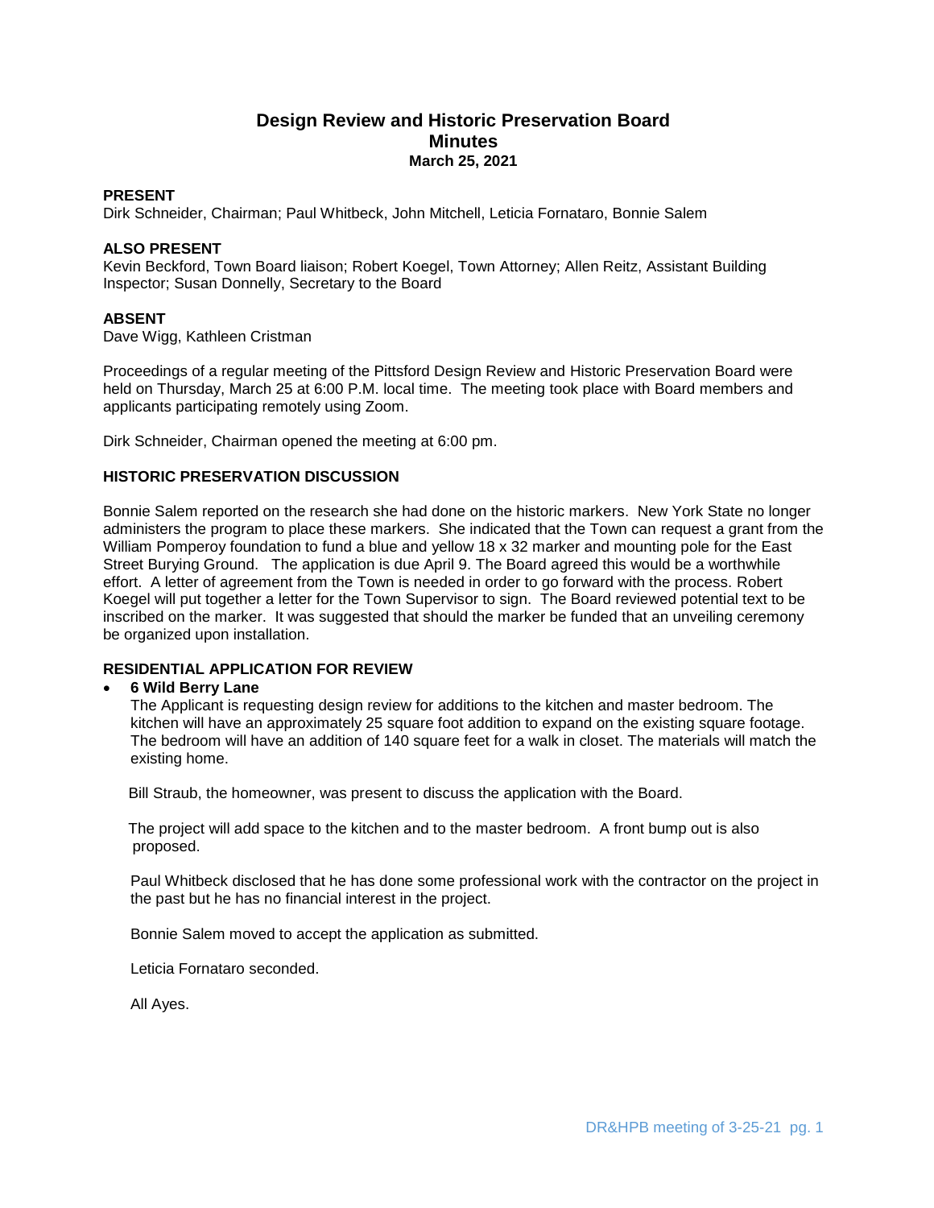# Design Review and Historic Preservation Board
## Minutes
**March 25, 2021**

**PRESENT**
Dirk Schneider, Chairman; Paul Whitbeck, John Mitchell, Leticia Fornataro, Bonnie Salem

**ALSO PRESENT**
Kevin Beckford, Town Board liaison; Robert Koegel, Town Attorney; Allen Reitz, Assistant Building Inspector; Susan Donnelly, Secretary to the Board

**ABSENT**
Dave Wigg, Kathleen Cristman

Proceedings of a regular meeting of the Pittsford Design Review and Historic Preservation Board were held on Thursday, March 25 at 6:00 P.M. local time. The meeting took place with Board members and applicants participating remotely using Zoom.

Dirk Schneider, Chairman opened the meeting at 6:00 pm.

**HISTORIC PRESERVATION DISCUSSION**

Bonnie Salem reported on the research she had done on the historic markers. New York State no longer administers the program to place these markers. She indicated that the Town can request a grant from the William Pomperoy foundation to fund a blue and yellow 18 x 32 marker and mounting pole for the East Street Burying Ground. The application is due April 9. The Board agreed this would be a worthwhile effort. A letter of agreement from the Town is needed in order to go forward with the process. Robert Koegel will put together a letter for the Town Supervisor to sign. The Board reviewed potential text to be inscribed on the marker. It was suggested that should the marker be funded that an unveiling ceremony be organized upon installation.

**RESIDENTIAL APPLICATION FOR REVIEW**

- **6 Wild Berry Lane**
  The Applicant is requesting design review for additions to the kitchen and master bedroom. The kitchen will have an approximately 25 square foot addition to expand on the existing square footage. The bedroom will have an addition of 140 square feet for a walk in closet. The materials will match the existing home.

  Bill Straub, the homeowner, was present to discuss the application with the Board.

  The project will add space to the kitchen and to the master bedroom. A front bump out is also proposed.

  Paul Whitbeck disclosed that he has done some professional work with the contractor on the project in the past but he has no financial interest in the project.

  Bonnie Salem moved to accept the application as submitted.

  Leticia Fornataro seconded.

  All Ayes.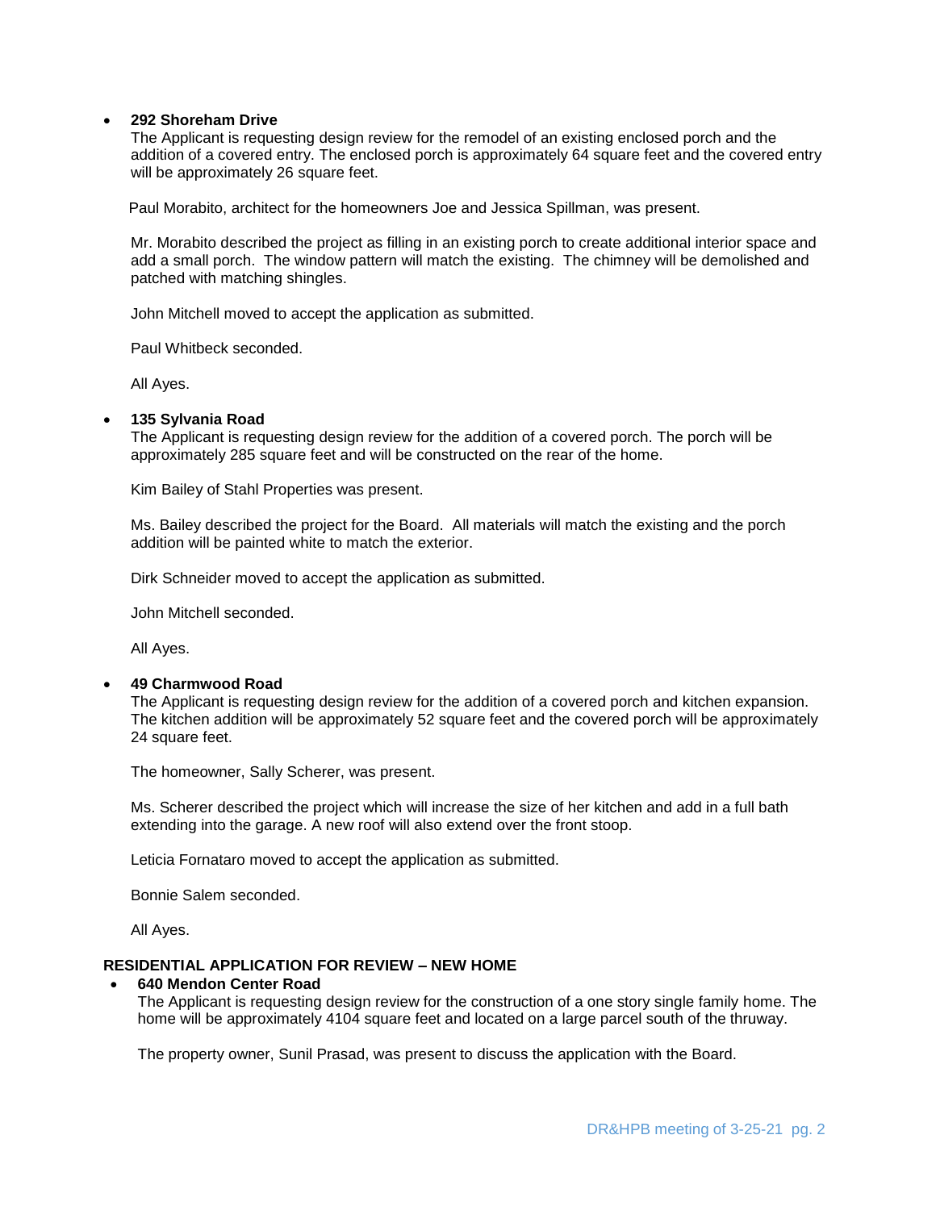- **292 Shoreham Drive**

  The Applicant is requesting design review for the remodel of an existing enclosed porch and the addition of a covered entry. The enclosed porch is approximately 64 square feet and the covered entry will be approximately 26 square feet.

  Paul Morabito, architect for the homeowners Joe and Jessica Spillman, was present.

  Mr. Morabito described the project as filling in an existing porch to create additional interior space and add a small porch. The window pattern will match the existing. The chimney will be demolished and patched with matching shingles.

  John Mitchell moved to accept the application as submitted.

  Paul Whitbeck seconded.

  All Ayes.

- **135 Sylvania Road**

  The Applicant is requesting design review for the addition of a covered porch. The porch will be approximately 285 square feet and will be constructed on the rear of the home.

  Kim Bailey of Stahl Properties was present.

  Ms. Bailey described the project for the Board. All materials will match the existing and the porch addition will be painted white to match the exterior.

  Dirk Schneider moved to accept the application as submitted.

  John Mitchell seconded.

  All Ayes.

- **49 Charmwood Road**

  The Applicant is requesting design review for the addition of a covered porch and kitchen expansion. The kitchen addition will be approximately 52 square feet and the covered porch will be approximately 24 square feet.

  The homeowner, Sally Scherer, was present.

  Ms. Scherer described the project which will increase the size of her kitchen and add in a full bath extending into the garage. A new roof will also extend over the front stoop.

  Leticia Fornataro moved to accept the application as submitted.

  Bonnie Salem seconded.

  All Ayes.

**RESIDENTIAL APPLICATION FOR REVIEW – NEW HOME**

- **640 Mendon Center Road**

  The Applicant is requesting design review for the construction of a one story single family home. The home will be approximately 4104 square feet and located on a large parcel south of the thruway.

  The property owner, Sunil Prasad, was present to discuss the application with the Board.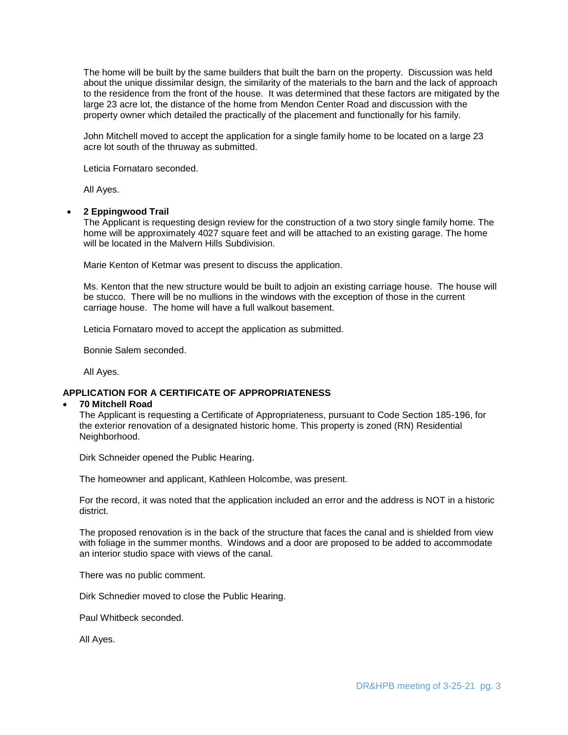The home will be built by the same builders that built the barn on the property. Discussion was held about the unique dissimilar design, the similarity of the materials to the barn and the lack of approach to the residence from the front of the house. It was determined that these factors are mitigated by the large 23 acre lot, the distance of the home from Mendon Center Road and discussion with the property owner which detailed the practically of the placement and functionally for his family.

John Mitchell moved to accept the application for a single family home to be located on a large 23 acre lot south of the thruway as submitted.

Leticia Fornataro seconded.

All Ayes.

- **2 Eppingwood Trail**
  The Applicant is requesting design review for the construction of a two story single family home. The home will be approximately 4027 square feet and will be attached to an existing garage. The home will be located in the Malvern Hills Subdivision.

  Marie Kenton of Ketmar was present to discuss the application.

  Ms. Kenton that the new structure would be built to adjoin an existing carriage house. The house will be stucco. There will be no mullions in the windows with the exception of those in the current carriage house. The home will have a full walkout basement.

  Leticia Fornataro moved to accept the application as submitted.

  Bonnie Salem seconded.

  All Ayes.

**APPLICATION FOR A CERTIFICATE OF APPROPRIATENESS**

- **70 Mitchell Road**
  The Applicant is requesting a Certificate of Appropriateness, pursuant to Code Section 185-196, for the exterior renovation of a designated historic home. This property is zoned (RN) Residential Neighborhood.

  Dirk Schneider opened the Public Hearing.

  The homeowner and applicant, Kathleen Holcombe, was present.

  For the record, it was noted that the application included an error and the address is NOT in a historic district.

  The proposed renovation is in the back of the structure that faces the canal and is shielded from view with foliage in the summer months. Windows and a door are proposed to be added to accommodate an interior studio space with views of the canal.

  There was no public comment.

  Dirk Schnedier moved to close the Public Hearing.

  Paul Whitbeck seconded.

  All Ayes.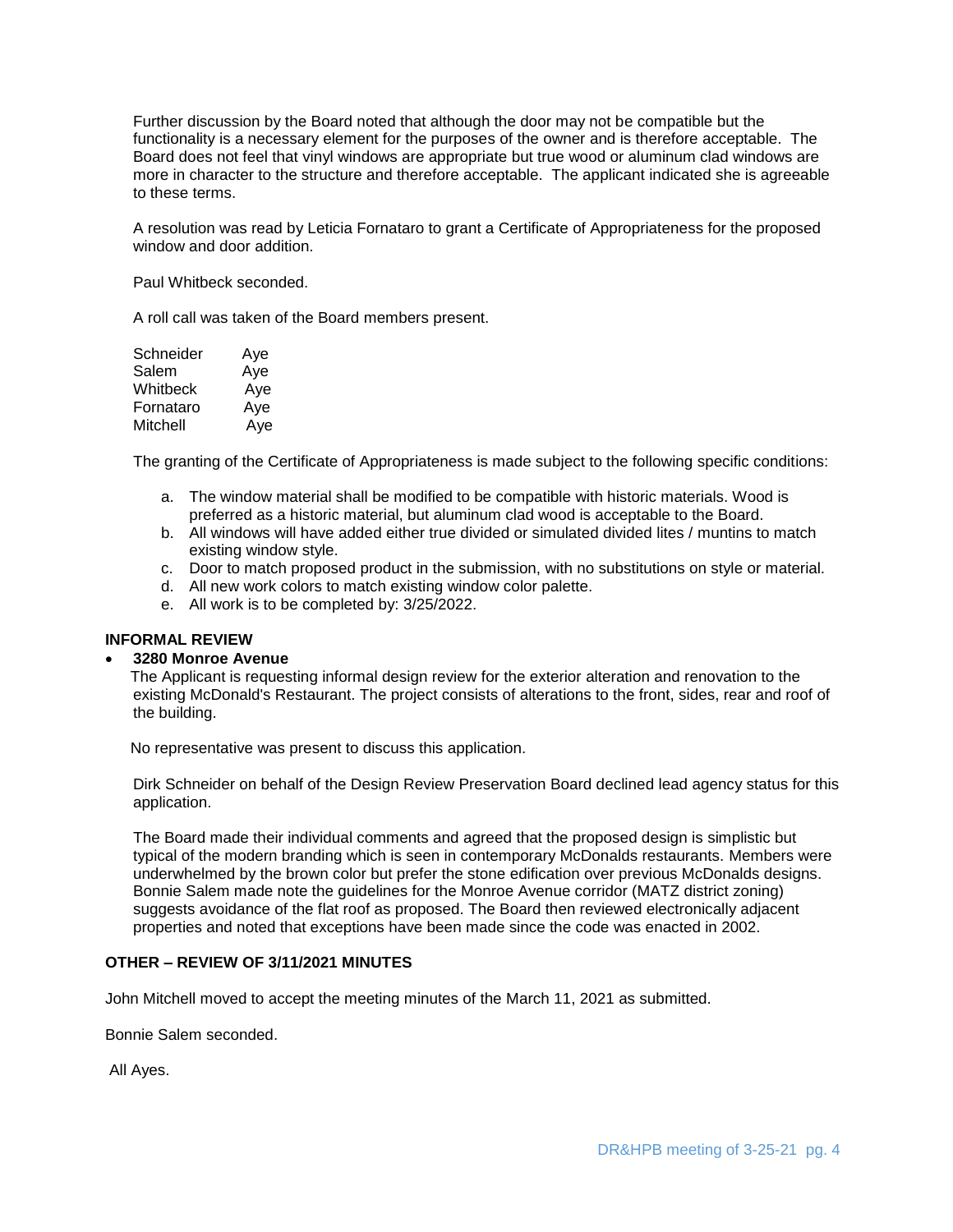Further discussion by the Board noted that although the door may not be compatible but the functionality is a necessary element for the purposes of the owner and is therefore acceptable. The Board does not feel that vinyl windows are appropriate but true wood or aluminum clad windows are more in character to the structure and therefore acceptable. The applicant indicated she is agreeable to these terms.

A resolution was read by Leticia Fornataro to grant a Certificate of Appropriateness for the proposed window and door addition.

Paul Whitbeck seconded.

A roll call was taken of the Board members present.

| | |
|---|---|
| Schneider | Aye |
| Salem | Aye |
| Whitbeck | Aye |
| Fornataro | Aye |
| Mitchell | Aye |

The granting of the Certificate of Appropriateness is made subject to the following specific conditions:

a. The window material shall be modified to be compatible with historic materials. Wood is preferred as a historic material, but aluminum clad wood is acceptable to the Board.
b. All windows will have added either true divided or simulated divided lites / muntins to match existing window style.
c. Door to match proposed product in the submission, with no substitutions on style or material.
d. All new work colors to match existing window color palette.
e. All work is to be completed by: 3/25/2022.

**INFORMAL REVIEW**

- **3280 Monroe Avenue**

The Applicant is requesting informal design review for the exterior alteration and renovation to the existing McDonald's Restaurant. The project consists of alterations to the front, sides, rear and roof of the building.

No representative was present to discuss this application.

Dirk Schneider on behalf of the Design Review Preservation Board declined lead agency status for this application.

The Board made their individual comments and agreed that the proposed design is simplistic but typical of the modern branding which is seen in contemporary McDonalds restaurants. Members were underwhelmed by the brown color but prefer the stone edification over previous McDonalds designs. Bonnie Salem made note the guidelines for the Monroe Avenue corridor (MATZ district zoning) suggests avoidance of the flat roof as proposed. The Board then reviewed electronically adjacent properties and noted that exceptions have been made since the code was enacted in 2002.

**OTHER – REVIEW OF 3/11/2021 MINUTES**

John Mitchell moved to accept the meeting minutes of the March 11, 2021 as submitted.

Bonnie Salem seconded.

All Ayes.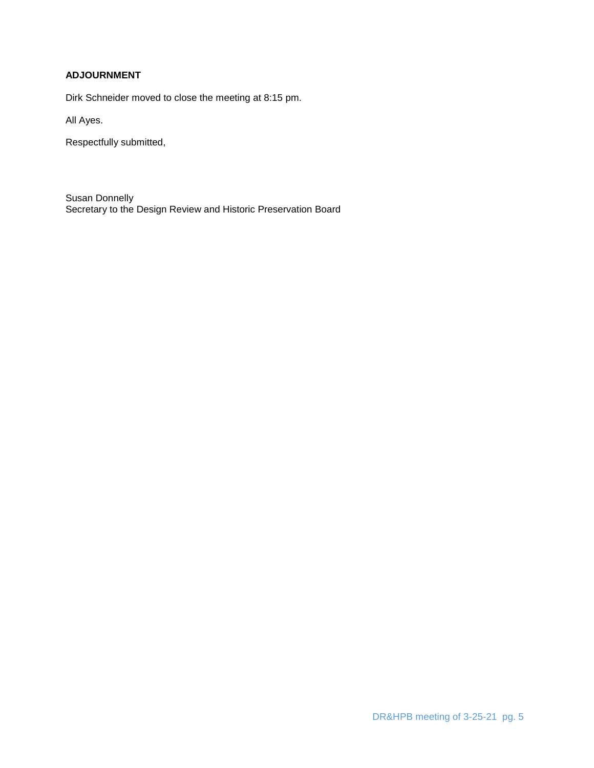**ADJOURNMENT**

Dirk Schneider moved to close the meeting at 8:15 pm.

All Ayes.

Respectfully submitted,

Susan Donnelly
Secretary to the Design Review and Historic Preservation Board